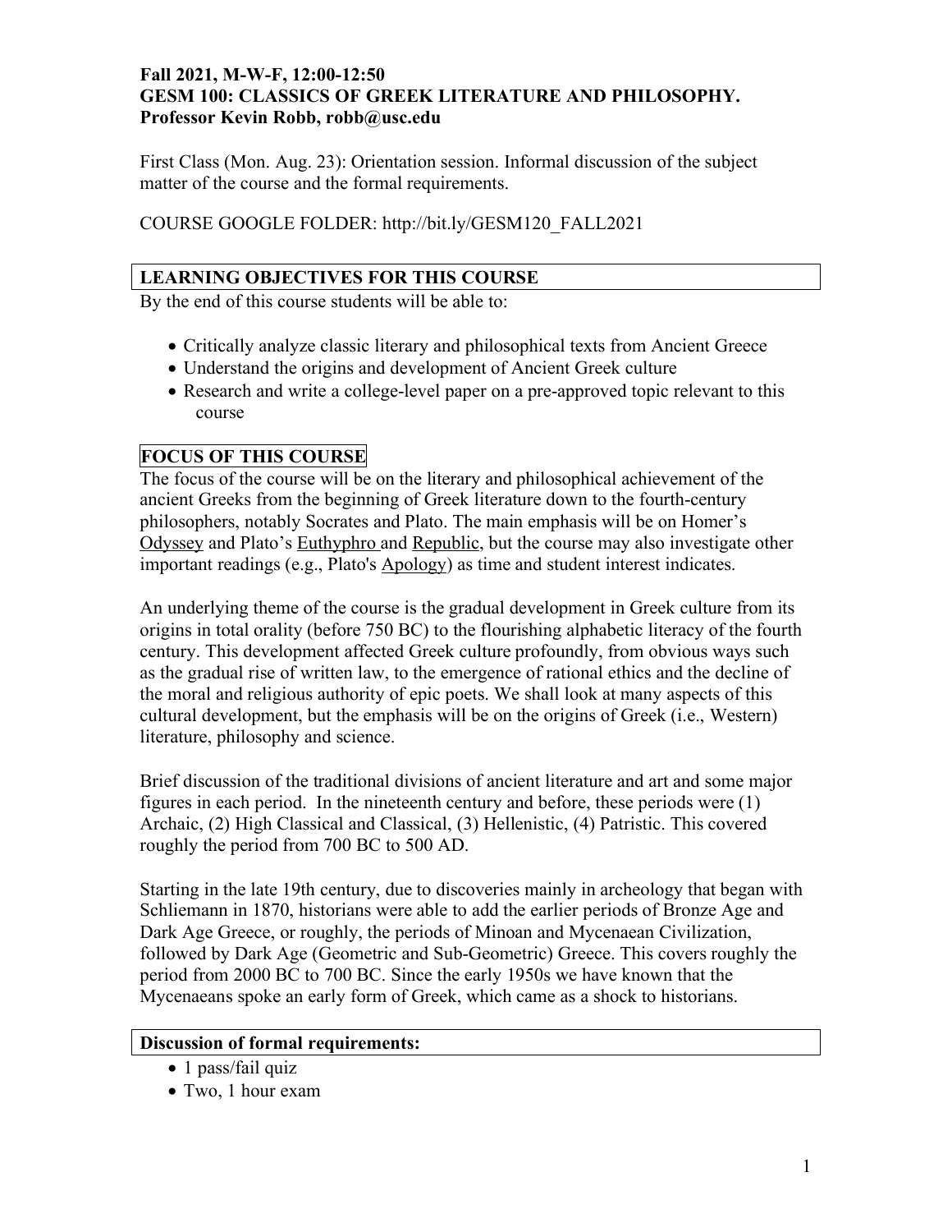**Fall 2021, M-W-F, 12:00-12:50**
**GESM 100: CLASSICS OF GREEK LITERATURE AND PHILOSOPHY.**
**Professor Kevin Robb, robb@usc.edu**

First Class (Mon. Aug. 23): Orientation session. Informal discussion of the subject matter of the course and the formal requirements.

COURSE GOOGLE FOLDER: http://bit.ly/GESM120_FALL2021

## LEARNING OBJECTIVES FOR THIS COURSE

By the end of this course students will be able to:

- Critically analyze classic literary and philosophical texts from Ancient Greece
- Understand the origins and development of Ancient Greek culture
- Research and write a college-level paper on a pre-approved topic relevant to this course

## FOCUS OF THIS COURSE

The focus of the course will be on the literary and philosophical achievement of the ancient Greeks from the beginning of Greek literature down to the fourth-century philosophers, notably Socrates and Plato. The main emphasis will be on Homer's Odyssey and Plato's Euthyphro and Republic, but the course may also investigate other important readings (e.g., Plato's Apology) as time and student interest indicates.

An underlying theme of the course is the gradual development in Greek culture from its origins in total orality (before 750 BC) to the flourishing alphabetic literacy of the fourth century. This development affected Greek culture profoundly, from obvious ways such as the gradual rise of written law, to the emergence of rational ethics and the decline of the moral and religious authority of epic poets. We shall look at many aspects of this cultural development, but the emphasis will be on the origins of Greek (i.e., Western) literature, philosophy and science.

Brief discussion of the traditional divisions of ancient literature and art and some major figures in each period. In the nineteenth century and before, these periods were (1) Archaic, (2) High Classical and Classical, (3) Hellenistic, (4) Patristic. This covered roughly the period from 700 BC to 500 AD.

Starting in the late 19th century, due to discoveries mainly in archeology that began with Schliemann in 1870, historians were able to add the earlier periods of Bronze Age and Dark Age Greece, or roughly, the periods of Minoan and Mycenaean Civilization, followed by Dark Age (Geometric and Sub-Geometric) Greece. This covers roughly the period from 2000 BC to 700 BC. Since the early 1950s we have known that the Mycenaeans spoke an early form of Greek, which came as a shock to historians.

## Discussion of formal requirements:

- 1 pass/fail quiz
- Two, 1 hour exam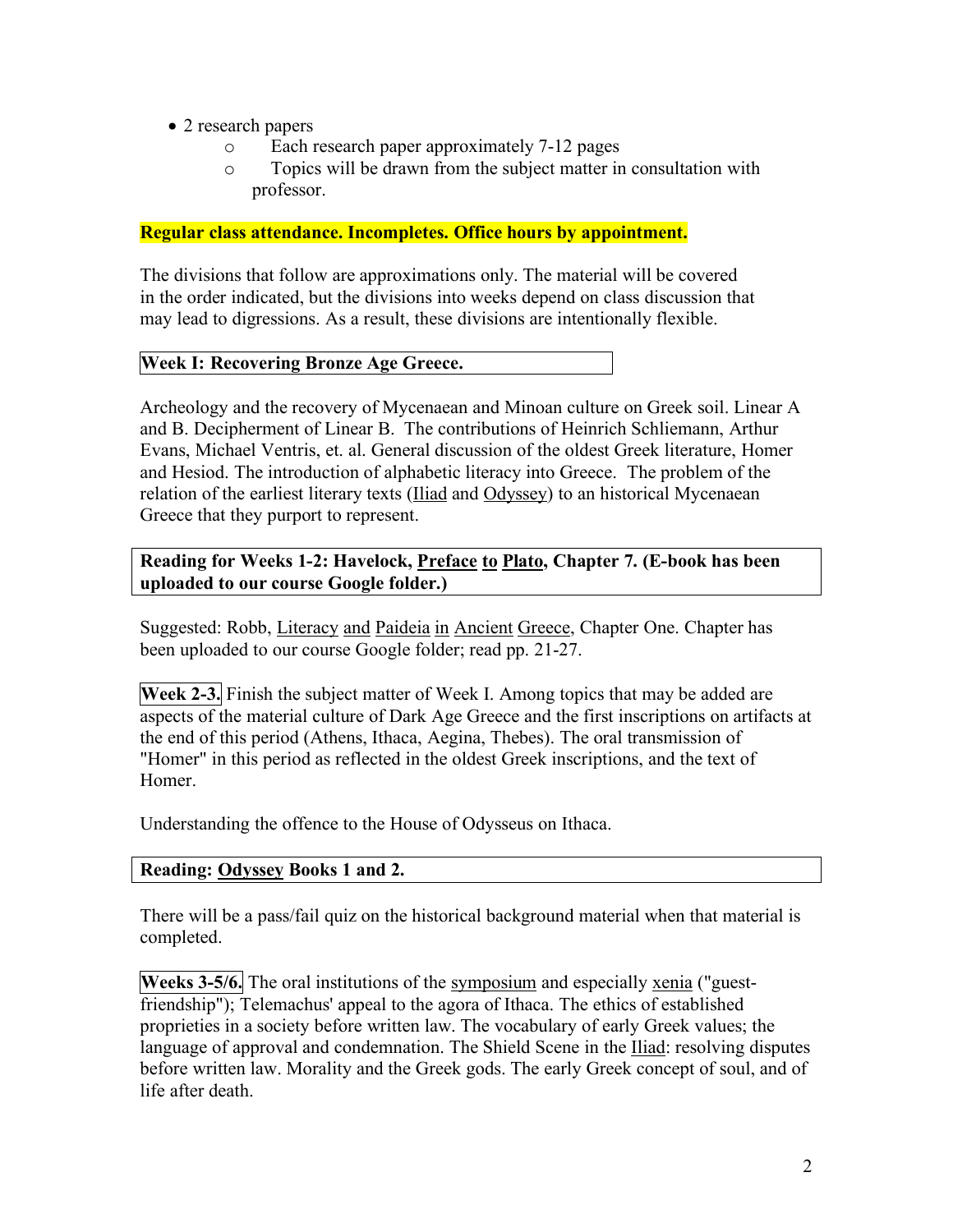- 2 research papers
    - Each research paper approximately 7-12 pages
    - Topics will be drawn from the subject matter in consultation with professor.

**Regular class attendance. Incompletes. Office hours by appointment.**

The divisions that follow are approximations only. The material will be covered in the order indicated, but the divisions into weeks depend on class discussion that may lead to digressions. As a result, these divisions are intentionally flexible.

**Week I: Recovering Bronze Age Greece.**

Archeology and the recovery of Mycenaean and Minoan culture on Greek soil. Linear A and B. Decipherment of Linear B. The contributions of Heinrich Schliemann, Arthur Evans, Michael Ventris, et. al. General discussion of the oldest Greek literature, Homer and Hesiod. The introduction of alphabetic literacy into Greece. The problem of the relation of the earliest literary texts (Iliad and Odyssey) to an historical Mycenaean Greece that they purport to represent.

**Reading for Weeks 1-2: Havelock, Preface to Plato, Chapter 7. (E-book has been uploaded to our course Google folder.)**

Suggested: Robb, Literacy and Paideia in Ancient Greece, Chapter One. Chapter has been uploaded to our course Google folder; read pp. 21-27.

**Week 2-3.** Finish the subject matter of Week I. Among topics that may be added are aspects of the material culture of Dark Age Greece and the first inscriptions on artifacts at the end of this period (Athens, Ithaca, Aegina, Thebes). The oral transmission of "Homer" in this period as reflected in the oldest Greek inscriptions, and the text of Homer.

Understanding the offence to the House of Odysseus on Ithaca.

**Reading: Odyssey Books 1 and 2.**

There will be a pass/fail quiz on the historical background material when that material is completed.

**Weeks 3-5/6.** The oral institutions of the symposium and especially xenia ("guest-friendship"); Telemachus' appeal to the agora of Ithaca. The ethics of established proprieties in a society before written law. The vocabulary of early Greek values; the language of approval and condemnation. The Shield Scene in the Iliad: resolving disputes before written law. Morality and the Greek gods. The early Greek concept of soul, and of life after death.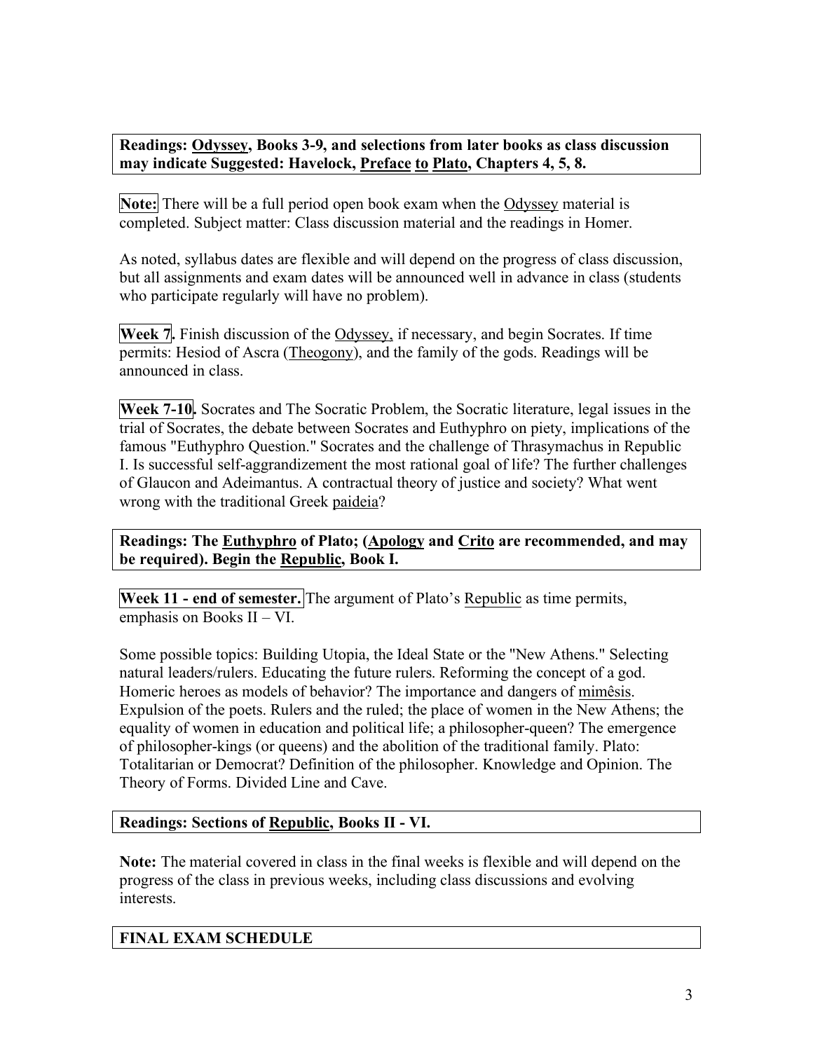**Readings: Odyssey, Books 3-9, and selections from later books as class discussion may indicate Suggested: Havelock, Preface to Plato, Chapters 4, 5, 8.**

**Note:** There will be a full period open book exam when the Odyssey material is completed. Subject matter: Class discussion material and the readings in Homer.

As noted, syllabus dates are flexible and will depend on the progress of class discussion, but all assignments and exam dates will be announced well in advance in class (students who participate regularly will have no problem).

**Week 7.** Finish discussion of the Odyssey, if necessary, and begin Socrates. If time permits: Hesiod of Ascra (Theogony), and the family of the gods. Readings will be announced in class.

**Week 7-10.** Socrates and The Socratic Problem, the Socratic literature, legal issues in the trial of Socrates, the debate between Socrates and Euthyphro on piety, implications of the famous "Euthyphro Question." Socrates and the challenge of Thrasymachus in Republic I. Is successful self-aggrandizement the most rational goal of life? The further challenges of Glaucon and Adeimantus. A contractual theory of justice and society? What went wrong with the traditional Greek paideia?

**Readings: The Euthyphro of Plato; (Apology and Crito are recommended, and may be required). Begin the Republic, Book I.**

**Week 11 - end of semester.** The argument of Plato's Republic as time permits, emphasis on Books II – VI.

Some possible topics: Building Utopia, the Ideal State or the "New Athens." Selecting natural leaders/rulers. Educating the future rulers. Reforming the concept of a god. Homeric heroes as models of behavior? The importance and dangers of mimêsis. Expulsion of the poets. Rulers and the ruled; the place of women in the New Athens; the equality of women in education and political life; a philosopher-queen? The emergence of philosopher-kings (or queens) and the abolition of the traditional family. Plato: Totalitarian or Democrat? Definition of the philosopher. Knowledge and Opinion. The Theory of Forms. Divided Line and Cave.

**Readings: Sections of Republic, Books II - VI.**

**Note:** The material covered in class in the final weeks is flexible and will depend on the progress of the class in previous weeks, including class discussions and evolving interests.

**FINAL EXAM SCHEDULE**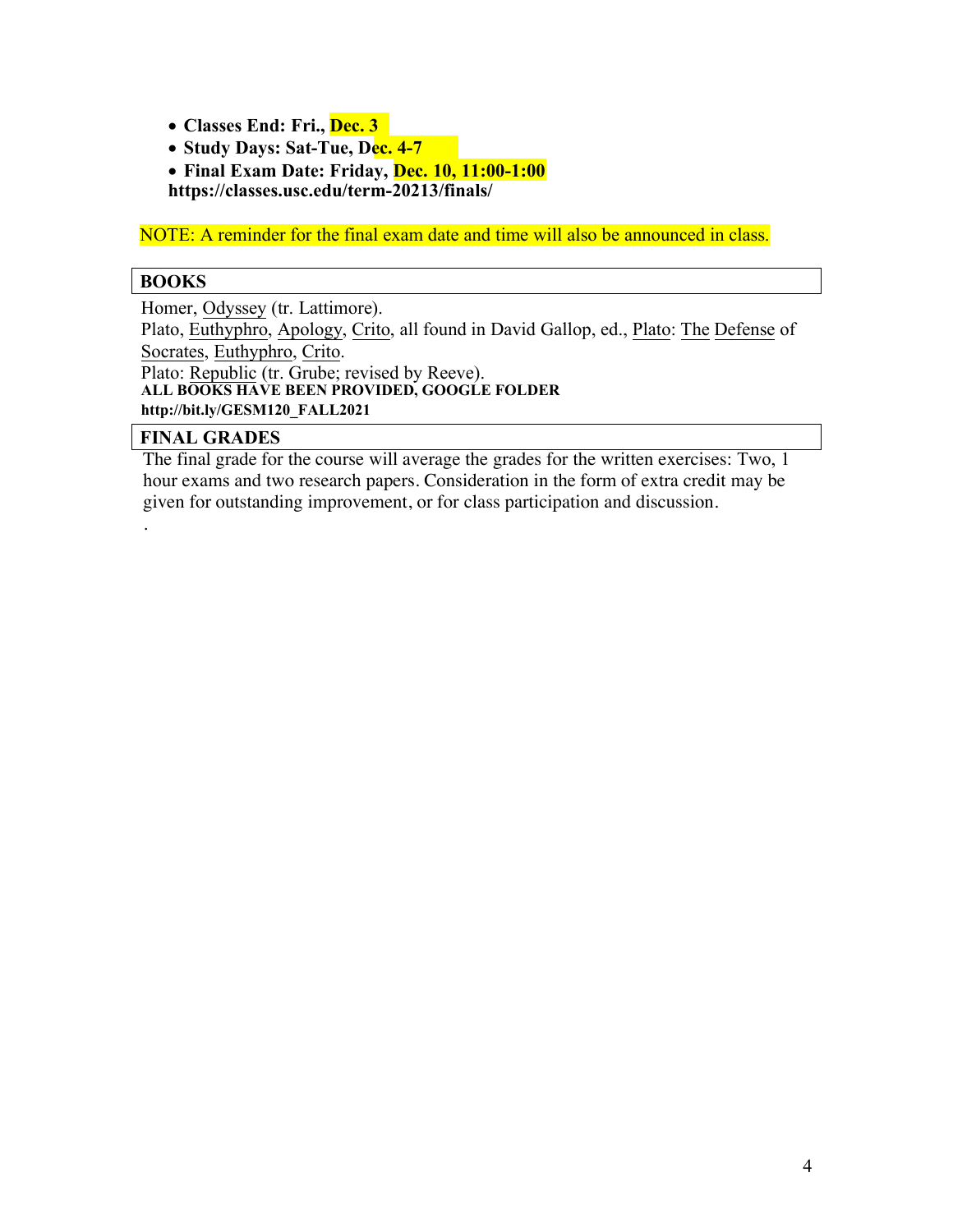- **Classes End: Fri., Dec. 3**
- **Study Days: Sat-Tue, Dec. 4-7**
- **Final Exam Date: Friday, Dec. 10, 11:00-1:00**

**https://classes.usc.edu/term-20213/finals/**

NOTE: A reminder for the final exam date and time will also be announced in class.

## BOOKS

Homer, Odyssey (tr. Lattimore).
Plato, Euthyphro, Apology, Crito, all found in David Gallop, ed., Plato: The Defense of Socrates, Euthyphro, Crito.
Plato: Republic (tr. Grube; revised by Reeve).
**ALL BOOKS HAVE BEEN PROVIDED, GOOGLE FOLDER**
**http://bit.ly/GESM120_FALL2021**

## FINAL GRADES

The final grade for the course will average the grades for the written exercises: Two, 1 hour exams and two research papers. Consideration in the form of extra credit may be given for outstanding improvement, or for class participation and discussion.

.